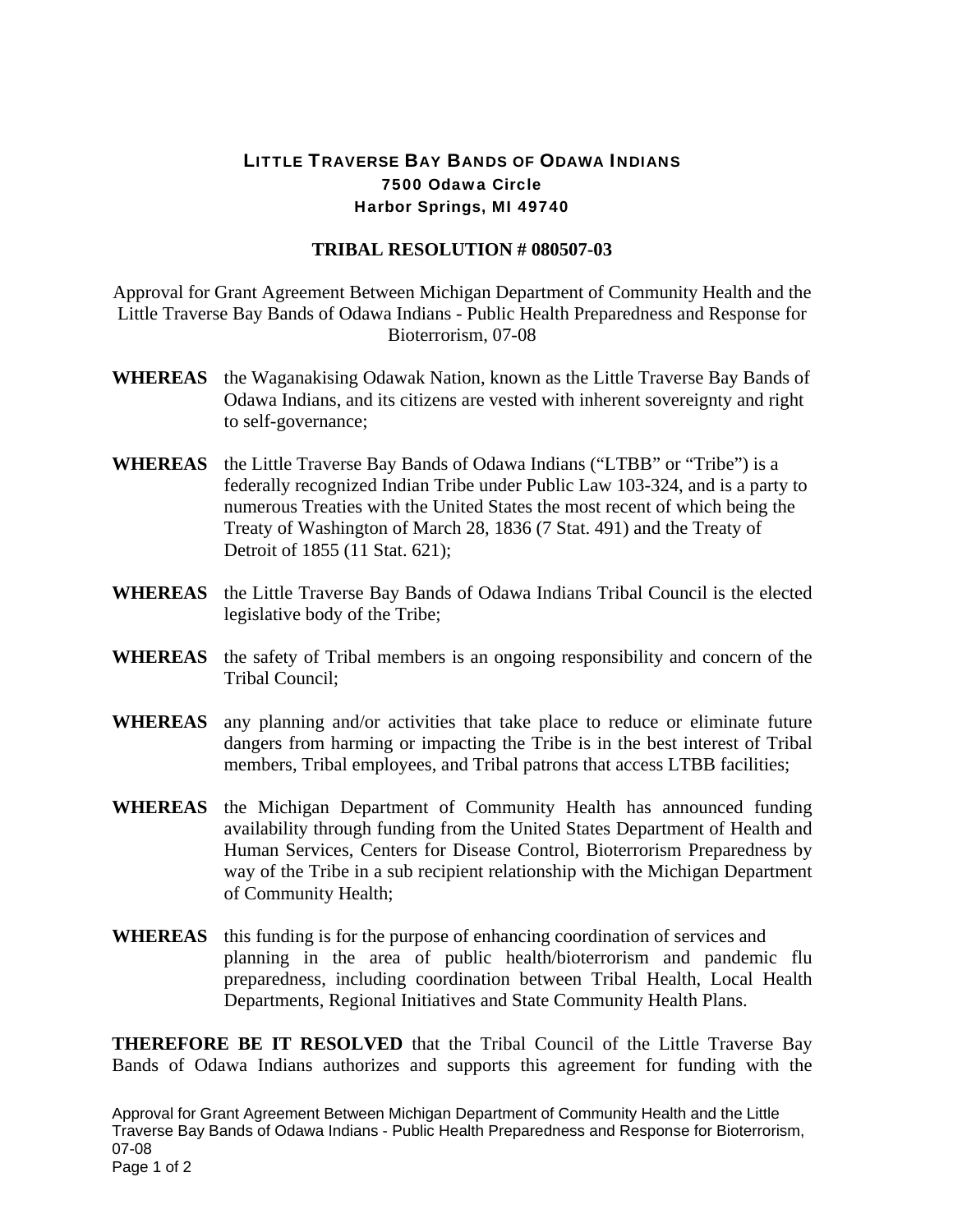# LITTLE TRAVERSE BAY BANDS OF ODAWA INDIANS

**7500 Odawa Circle**
**Harbor Springs, MI 49740**

## TRIBAL RESOLUTION # 080507-03

Approval for Grant Agreement Between Michigan Department of Community Health and the Little Traverse Bay Bands of Odawa Indians - Public Health Preparedness and Response for Bioterrorism, 07-08

**WHEREAS** the Waganakising Odawak Nation, known as the Little Traverse Bay Bands of Odawa Indians, and its citizens are vested with inherent sovereignty and right to self-governance;

**WHEREAS** the Little Traverse Bay Bands of Odawa Indians ("LTBB" or "Tribe") is a federally recognized Indian Tribe under Public Law 103-324, and is a party to numerous Treaties with the United States the most recent of which being the Treaty of Washington of March 28, 1836 (7 Stat. 491) and the Treaty of Detroit of 1855 (11 Stat. 621);

**WHEREAS** the Little Traverse Bay Bands of Odawa Indians Tribal Council is the elected legislative body of the Tribe;

**WHEREAS** the safety of Tribal members is an ongoing responsibility and concern of the Tribal Council;

**WHEREAS** any planning and/or activities that take place to reduce or eliminate future dangers from harming or impacting the Tribe is in the best interest of Tribal members, Tribal employees, and Tribal patrons that access LTBB facilities;

**WHEREAS** the Michigan Department of Community Health has announced funding availability through funding from the United States Department of Health and Human Services, Centers for Disease Control, Bioterrorism Preparedness by way of the Tribe in a sub recipient relationship with the Michigan Department of Community Health;

**WHEREAS** this funding is for the purpose of enhancing coordination of services and planning in the area of public health/bioterrorism and pandemic flu preparedness, including coordination between Tribal Health, Local Health Departments, Regional Initiatives and State Community Health Plans.

**THEREFORE BE IT RESOLVED** that the Tribal Council of the Little Traverse Bay Bands of Odawa Indians authorizes and supports this agreement for funding with the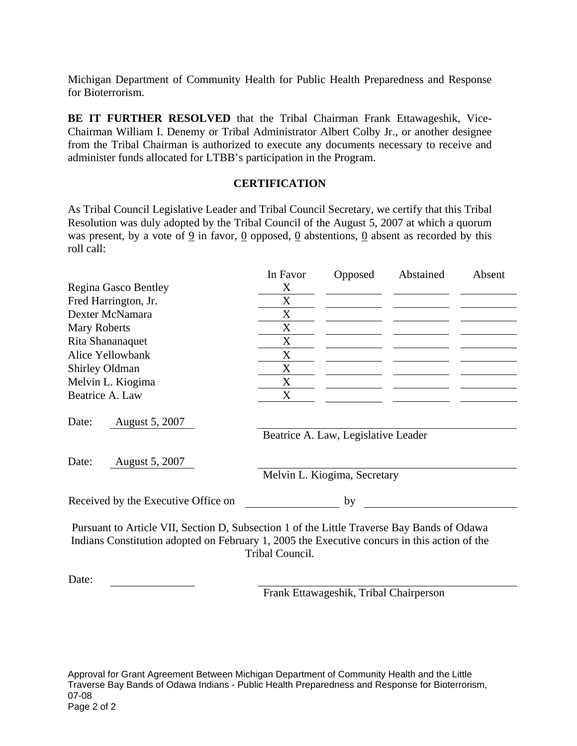Michigan Department of Community Health for Public Health Preparedness and Response for Bioterrorism.

**BE IT FURTHER RESOLVED** that the Tribal Chairman Frank Ettawageshik, Vice-Chairman William I. Denemy or Tribal Administrator Albert Colby Jr., or another designee from the Tribal Chairman is authorized to execute any documents necessary to receive and administer funds allocated for LTBB's participation in the Program.

**CERTIFICATION**

As Tribal Council Legislative Leader and Tribal Council Secretary, we certify that this Tribal Resolution was duly adopted by the Tribal Council of the August 5, 2007 at which a quorum was present, by a vote of 9 in favor, 0 opposed, 0 abstentions, 0 absent as recorded by this roll call:

| | In Favor | Opposed | Abstained | Absent |
|---|---|---|---|---|
| Regina Gasco Bentley | X | | | |
| Fred Harrington, Jr. | X | | | |
| Dexter McNamara | X | | | |
| Mary Roberts | X | | | |
| Rita Shananaquet | X | | | |
| Alice Yellowbank | X | | | |
| Shirley Oldman | X | | | |
| Melvin L. Kiogima | X | | | |
| Beatrice A. Law | X | | | |

Date: August 5, 2007 ______________________
Beatrice A. Law, Legislative Leader

Date: August 5, 2007 ______________________
Melvin L. Kiogima, Secretary

Received by the Executive Office on ______________ by ______________________

Pursuant to Article VII, Section D, Subsection 1 of the Little Traverse Bay Bands of Odawa Indians Constitution adopted on February 1, 2005 the Executive concurs in this action of the Tribal Council.

Date: ______________ ______________________
Frank Ettawageshik, Tribal Chairperson

Approval for Grant Agreement Between Michigan Department of Community Health and the Little Traverse Bay Bands of Odawa Indians - Public Health Preparedness and Response for Bioterrorism, 07-08